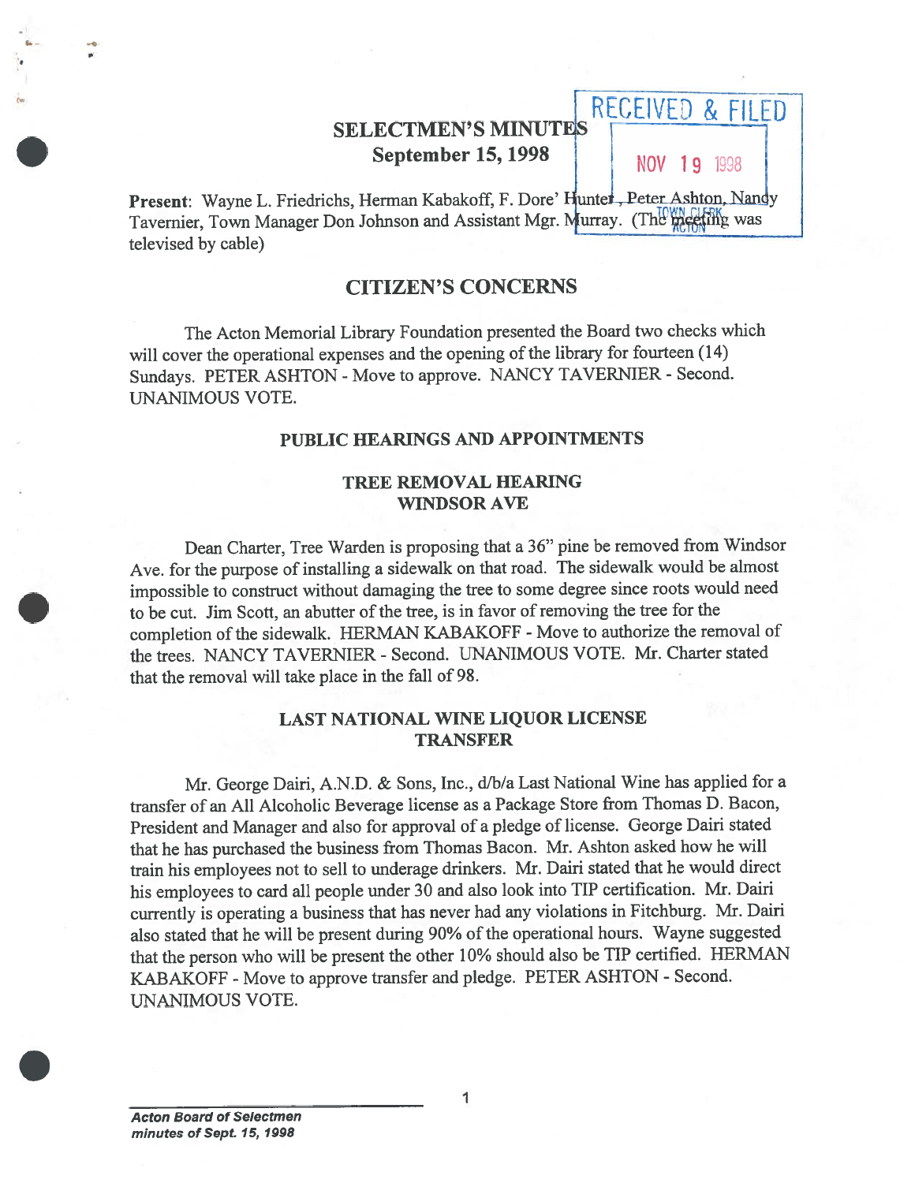RECEIVED & FILED
NOV 19 1998
TOWN CLERK
ACTON

# SELECTMEN'S MINUTES
## September 15, 1998

**Present**: Wayne L. Friedrichs, Herman Kabakoff, F. Dore' Hunter, Peter Ashton, Nancy Tavernier, Town Manager Don Johnson and Assistant Mgr. Murray. (The meeting was televised by cable)

## CITIZEN'S CONCERNS

The Acton Memorial Library Foundation presented the Board two checks which will cover the operational expenses and the opening of the library for fourteen (14) Sundays. PETER ASHTON - Move to approve. NANCY TAVERNIER - Second. UNANIMOUS VOTE.

### PUBLIC HEARINGS AND APPOINTMENTS

### TREE REMOVAL HEARING
### WINDSOR AVE

Dean Charter, Tree Warden is proposing that a 36" pine be removed from Windsor Ave. for the purpose of installing a sidewalk on that road. The sidewalk would be almost impossible to construct without damaging the tree to some degree since roots would need to be cut. Jim Scott, an abutter of the tree, is in favor of removing the tree for the completion of the sidewalk. HERMAN KABAKOFF - Move to authorize the removal of the trees. NANCY TAVERNIER - Second. UNANIMOUS VOTE. Mr. Charter stated that the removal will take place in the fall of 98.

### LAST NATIONAL WINE LIQUOR LICENSE TRANSFER

Mr. George Dairi, A.N.D. & Sons, Inc., d/b/a Last National Wine has applied for a transfer of an All Alcoholic Beverage license as a Package Store from Thomas D. Bacon, President and Manager and also for approval of a pledge of license. George Dairi stated that he has purchased the business from Thomas Bacon. Mr. Ashton asked how he will train his employees not to sell to underage drinkers. Mr. Dairi stated that he would direct his employees to card all people under 30 and also look into TIP certification. Mr. Dairi currently is operating a business that has never had any violations in Fitchburg. Mr. Dairi also stated that he will be present during 90% of the operational hours. Wayne suggested that the person who will be present the other 10% should also be TIP certified. HERMAN KABAKOFF - Move to approve transfer and pledge. PETER ASHTON - Second. UNANIMOUS VOTE.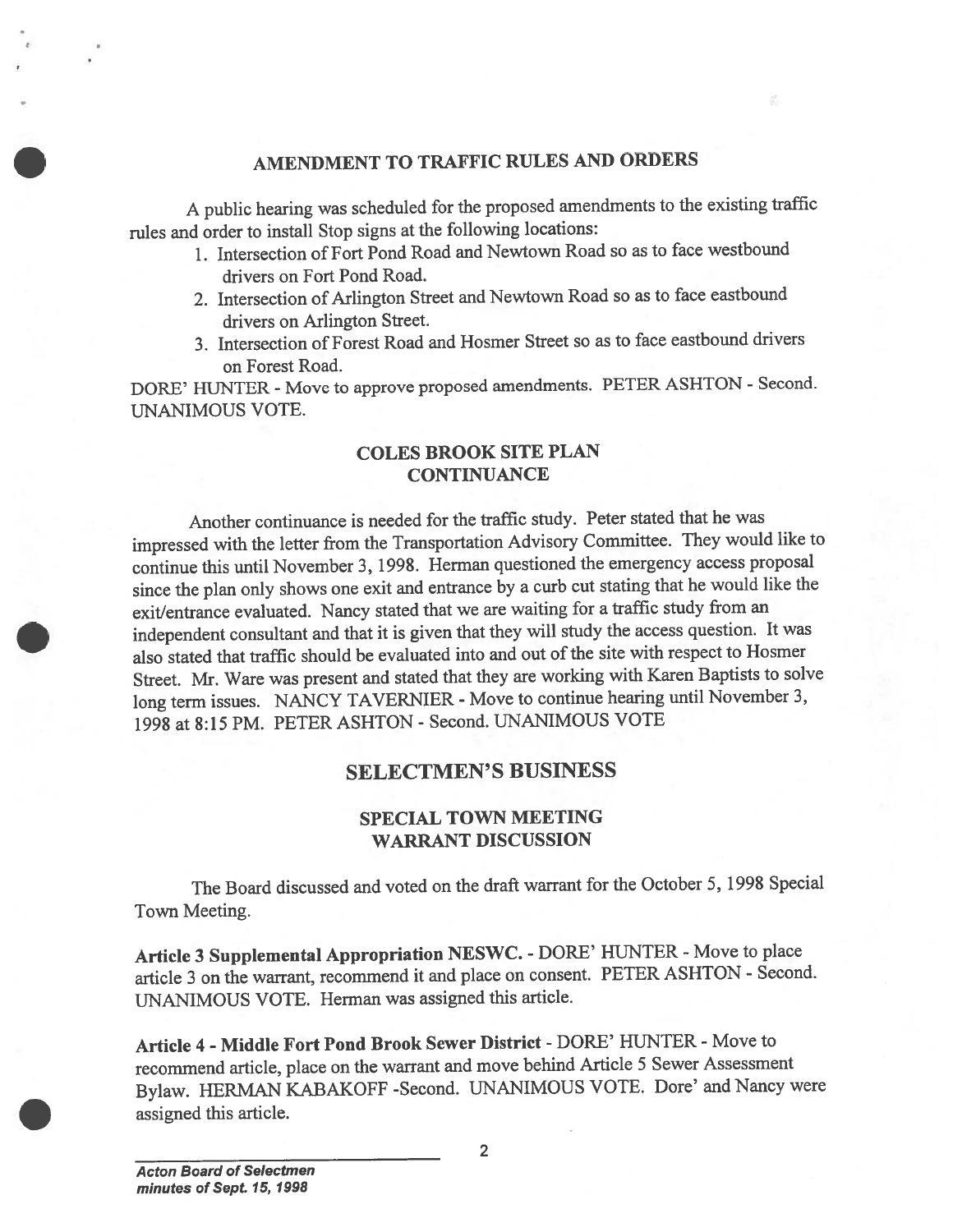## AMENDMENT TO TRAFFIC RULES AND ORDERS

A public hearing was scheduled for the proposed amendments to the existing traffic rules and order to install Stop signs at the following locations:

1. Intersection of Fort Pond Road and Newtown Road so as to face westbound drivers on Fort Pond Road.
2. Intersection of Arlington Street and Newtown Road so as to face eastbound drivers on Arlington Street.
3. Intersection of Forest Road and Hosmer Street so as to face eastbound drivers on Forest Road.

DORE' HUNTER - Move to approve proposed amendments. PETER ASHTON - Second. UNANIMOUS VOTE.

## COLES BROOK SITE PLAN CONTINUANCE

Another continuance is needed for the traffic study. Peter stated that he was impressed with the letter from the Transportation Advisory Committee. They would like to continue this until November 3, 1998. Herman questioned the emergency access proposal since the plan only shows one exit and entrance by a curb cut stating that he would like the exit/entrance evaluated. Nancy stated that we are waiting for a traffic study from an independent consultant and that it is given that they will study the access question. It was also stated that traffic should be evaluated into and out of the site with respect to Hosmer Street. Mr. Ware was present and stated that they are working with Karen Baptists to solve long term issues. NANCY TAVERNIER - Move to continue hearing until November 3, 1998 at 8:15 PM. PETER ASHTON - Second. UNANIMOUS VOTE

# SELECTMEN'S BUSINESS

## SPECIAL TOWN MEETING WARRANT DISCUSSION

The Board discussed and voted on the draft warrant for the October 5, 1998 Special Town Meeting.

**Article 3 Supplemental Appropriation NESWC.** - DORE' HUNTER - Move to place article 3 on the warrant, recommend it and place on consent. PETER ASHTON - Second. UNANIMOUS VOTE. Herman was assigned this article.

**Article 4 - Middle Fort Pond Brook Sewer District** - DORE' HUNTER - Move to recommend article, place on the warrant and move behind Article 5 Sewer Assessment Bylaw. HERMAN KABAKOFF -Second. UNANIMOUS VOTE. Dore' and Nancy were assigned this article.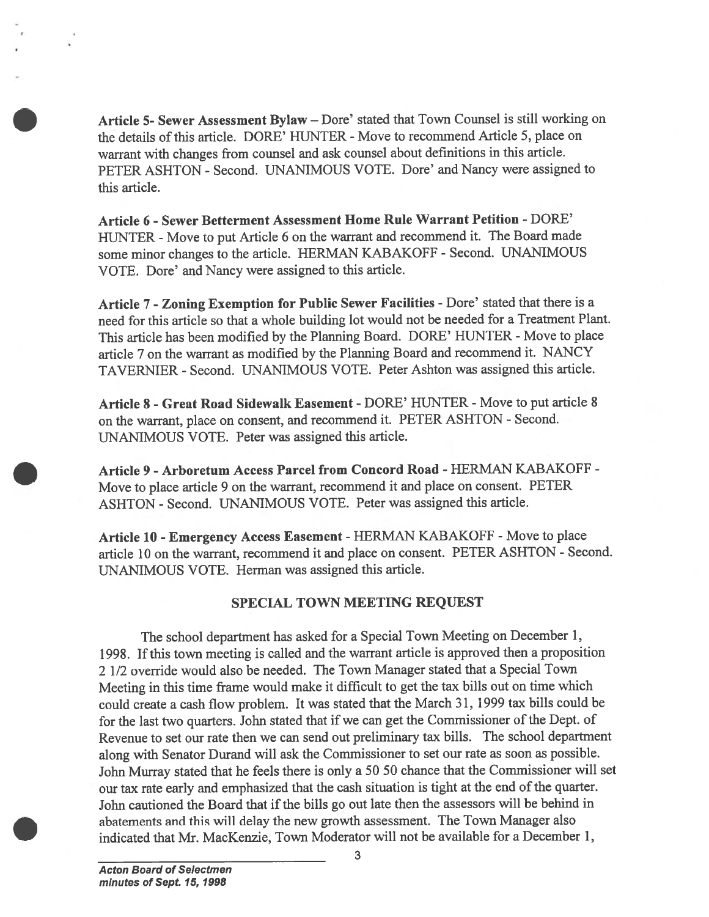**Article 5- Sewer Assessment Bylaw** – Dore' stated that Town Counsel is still working on the details of this article. DORE' HUNTER - Move to recommend Article 5, place on warrant with changes from counsel and ask counsel about definitions in this article. PETER ASHTON - Second. UNANIMOUS VOTE. Dore' and Nancy were assigned to this article.

**Article 6 - Sewer Betterment Assessment Home Rule Warrant Petition** - DORE' HUNTER - Move to put Article 6 on the warrant and recommend it. The Board made some minor changes to the article. HERMAN KABAKOFF - Second. UNANIMOUS VOTE. Dore' and Nancy were assigned to this article.

**Article 7 - Zoning Exemption for Public Sewer Facilities** - Dore' stated that there is a need for this article so that a whole building lot would not be needed for a Treatment Plant. This article has been modified by the Planning Board. DORE' HUNTER - Move to place article 7 on the warrant as modified by the Planning Board and recommend it. NANCY TAVERNIER - Second. UNANIMOUS VOTE. Peter Ashton was assigned this article.

**Article 8 - Great Road Sidewalk Easement** - DORE' HUNTER - Move to put article 8 on the warrant, place on consent, and recommend it. PETER ASHTON - Second. UNANIMOUS VOTE. Peter was assigned this article.

**Article 9 - Arboretum Access Parcel from Concord Road** - HERMAN KABAKOFF - Move to place article 9 on the warrant, recommend it and place on consent. PETER ASHTON - Second. UNANIMOUS VOTE. Peter was assigned this article.

**Article 10 - Emergency Access Easement** - HERMAN KABAKOFF - Move to place article 10 on the warrant, recommend it and place on consent. PETER ASHTON - Second. UNANIMOUS VOTE. Herman was assigned this article.

## SPECIAL TOWN MEETING REQUEST

The school department has asked for a Special Town Meeting on December 1, 1998. If this town meeting is called and the warrant article is approved then a proposition 2 1/2 override would also be needed. The Town Manager stated that a Special Town Meeting in this time frame would make it difficult to get the tax bills out on time which could create a cash flow problem. It was stated that the March 31, 1999 tax bills could be for the last two quarters. John stated that if we can get the Commissioner of the Dept. of Revenue to set our rate then we can send out preliminary tax bills. The school department along with Senator Durand will ask the Commissioner to set our rate as soon as possible. John Murray stated that he feels there is only a 50 50 chance that the Commissioner will set our tax rate early and emphasized that the cash situation is tight at the end of the quarter. John cautioned the Board that if the bills go out late then the assessors will be behind in abatements and this will delay the new growth assessment. The Town Manager also indicated that Mr. MacKenzie, Town Moderator will not be available for a December 1,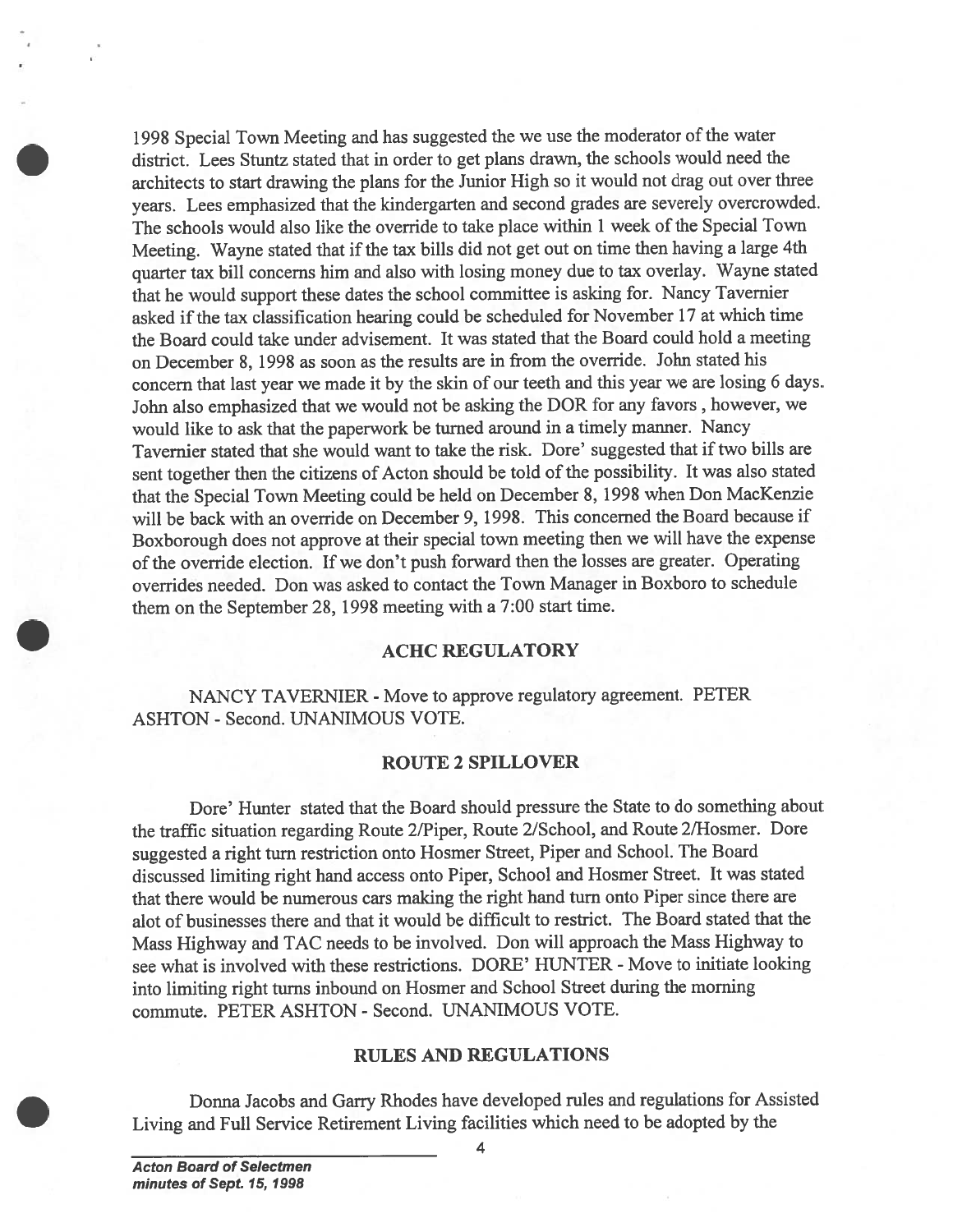1998 Special Town Meeting and has suggested the we use the moderator of the water district. Lees Stuntz stated that in order to get plans drawn, the schools would need the architects to start drawing the plans for the Junior High so it would not drag out over three years. Lees emphasized that the kindergarten and second grades are severely overcrowded. The schools would also like the override to take place within 1 week of the Special Town Meeting. Wayne stated that if the tax bills did not get out on time then having a large 4th quarter tax bill concerns him and also with losing money due to tax overlay. Wayne stated that he would support these dates the school committee is asking for. Nancy Tavernier asked if the tax classification hearing could be scheduled for November 17 at which time the Board could take under advisement. It was stated that the Board could hold a meeting on December 8, 1998 as soon as the results are in from the override. John stated his concern that last year we made it by the skin of our teeth and this year we are losing 6 days. John also emphasized that we would not be asking the DOR for any favors , however, we would like to ask that the paperwork be turned around in a timely manner. Nancy Tavernier stated that she would want to take the risk. Dore' suggested that if two bills are sent together then the citizens of Acton should be told of the possibility. It was also stated that the Special Town Meeting could be held on December 8, 1998 when Don MacKenzie will be back with an override on December 9, 1998. This concerned the Board because if Boxborough does not approve at their special town meeting then we will have the expense of the override election. If we don't push forward then the losses are greater. Operating overrides needed. Don was asked to contact the Town Manager in Boxboro to schedule them on the September 28, 1998 meeting with a 7:00 start time.

## ACHC REGULATORY

NANCY TAVERNIER - Move to approve regulatory agreement. PETER ASHTON - Second. UNANIMOUS VOTE.

## ROUTE 2 SPILLOVER

Dore' Hunter stated that the Board should pressure the State to do something about the traffic situation regarding Route 2/Piper, Route 2/School, and Route 2/Hosmer. Dore suggested a right turn restriction onto Hosmer Street, Piper and School. The Board discussed limiting right hand access onto Piper, School and Hosmer Street. It was stated that there would be numerous cars making the right hand turn onto Piper since there are alot of businesses there and that it would be difficult to restrict. The Board stated that the Mass Highway and TAC needs to be involved. Don will approach the Mass Highway to see what is involved with these restrictions. DORE' HUNTER - Move to initiate looking into limiting right turns inbound on Hosmer and School Street during the morning commute. PETER ASHTON - Second. UNANIMOUS VOTE.

## RULES AND REGULATIONS

Donna Jacobs and Garry Rhodes have developed rules and regulations for Assisted Living and Full Service Retirement Living facilities which need to be adopted by the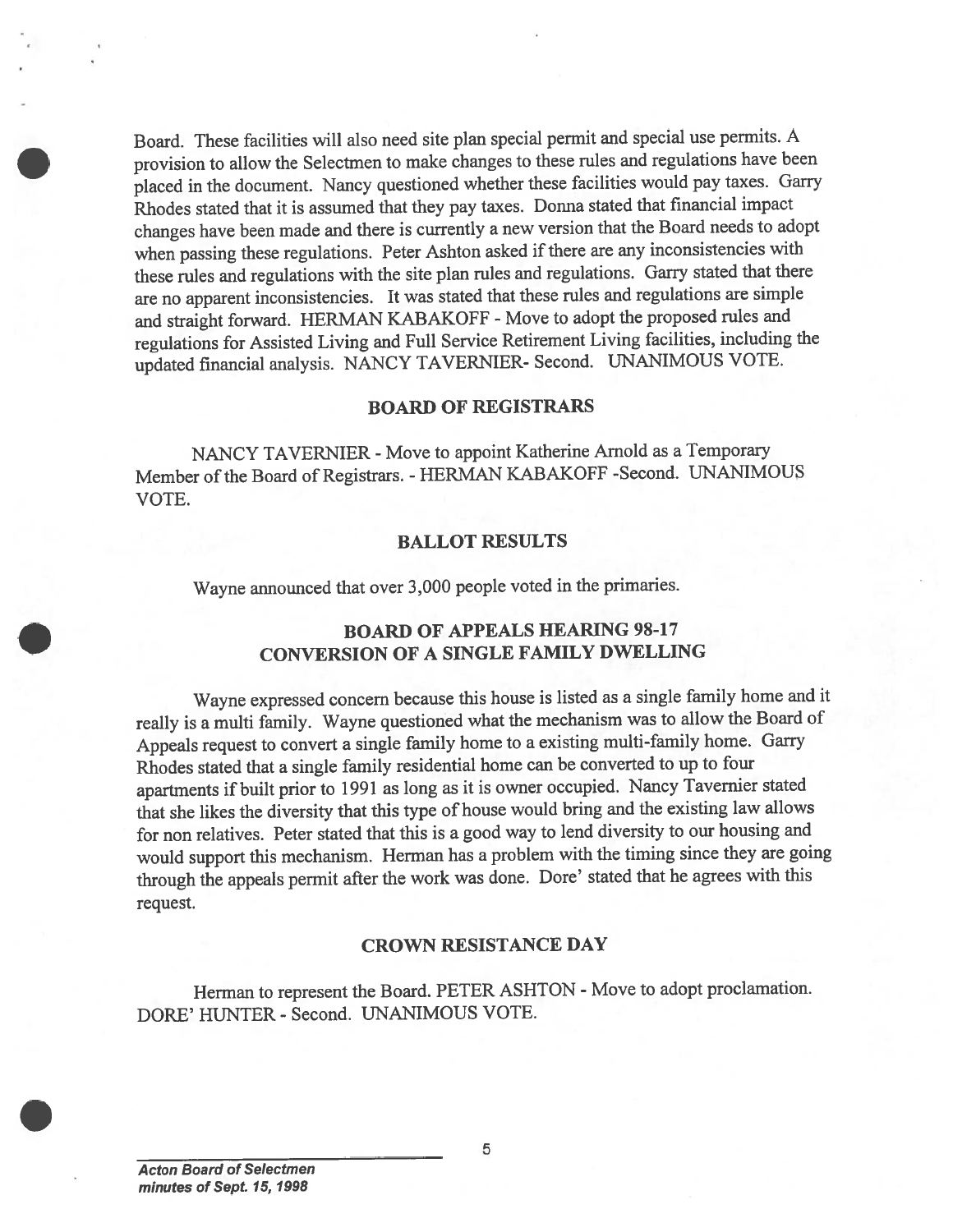Board. These facilities will also need site plan special permit and special use permits. A provision to allow the Selectmen to make changes to these rules and regulations have been placed in the document. Nancy questioned whether these facilities would pay taxes. Garry Rhodes stated that it is assumed that they pay taxes. Donna stated that financial impact changes have been made and there is currently a new version that the Board needs to adopt when passing these regulations. Peter Ashton asked if there are any inconsistencies with these rules and regulations with the site plan rules and regulations. Garry stated that there are no apparent inconsistencies. It was stated that these rules and regulations are simple and straight forward. HERMAN KABAKOFF - Move to adopt the proposed rules and regulations for Assisted Living and Full Service Retirement Living facilities, including the updated financial analysis. NANCY TAVERNIER- Second. UNANIMOUS VOTE.

## BOARD OF REGISTRARS

NANCY TAVERNIER - Move to appoint Katherine Arnold as a Temporary Member of the Board of Registrars. - HERMAN KABAKOFF -Second. UNANIMOUS VOTE.

## BALLOT RESULTS

Wayne announced that over 3,000 people voted in the primaries.

## BOARD OF APPEALS HEARING 98-17
## CONVERSION OF A SINGLE FAMILY DWELLING

Wayne expressed concern because this house is listed as a single family home and it really is a multi family. Wayne questioned what the mechanism was to allow the Board of Appeals request to convert a single family home to a existing multi-family home. Garry Rhodes stated that a single family residential home can be converted to up to four apartments if built prior to 1991 as long as it is owner occupied. Nancy Tavernier stated that she likes the diversity that this type of house would bring and the existing law allows for non relatives. Peter stated that this is a good way to lend diversity to our housing and would support this mechanism. Herman has a problem with the timing since they are going through the appeals permit after the work was done. Dore' stated that he agrees with this request.

## CROWN RESISTANCE DAY

Herman to represent the Board. PETER ASHTON - Move to adopt proclamation. DORE' HUNTER - Second. UNANIMOUS VOTE.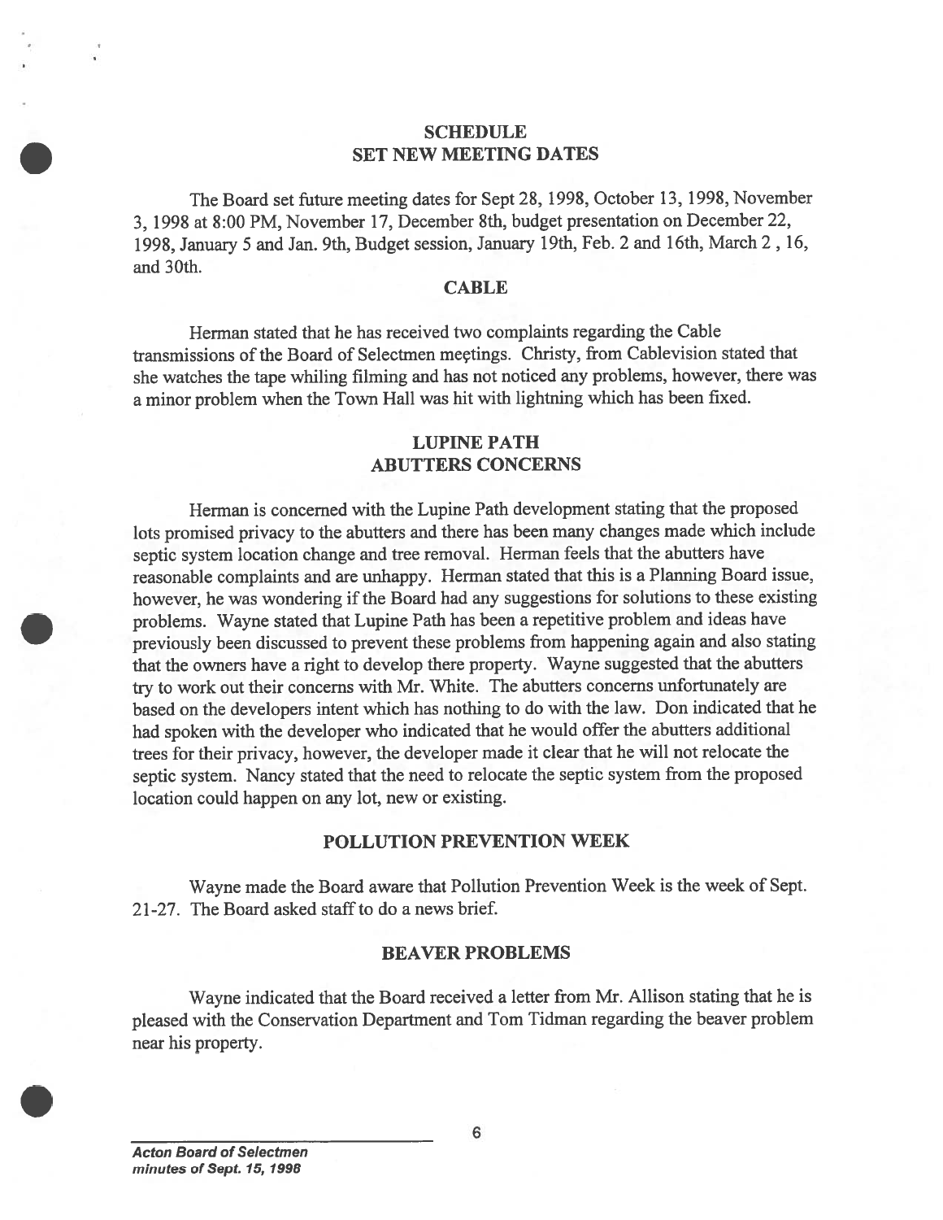## SCHEDULE
## SET NEW MEETING DATES

The Board set future meeting dates for Sept 28, 1998, October 13, 1998, November 3, 1998 at 8:00 PM, November 17, December 8th, budget presentation on December 22, 1998, January 5 and Jan. 9th, Budget session, January 19th, Feb. 2 and 16th, March 2 , 16, and 30th.

## CABLE

Herman stated that he has received two complaints regarding the Cable transmissions of the Board of Selectmen meetings. Christy, from Cablevision stated that she watches the tape whiling filming and has not noticed any problems, however, there was a minor problem when the Town Hall was hit with lightning which has been fixed.

## LUPINE PATH
## ABUTTERS CONCERNS

Herman is concerned with the Lupine Path development stating that the proposed lots promised privacy to the abutters and there has been many changes made which include septic system location change and tree removal. Herman feels that the abutters have reasonable complaints and are unhappy. Herman stated that this is a Planning Board issue, however, he was wondering if the Board had any suggestions for solutions to these existing problems. Wayne stated that Lupine Path has been a repetitive problem and ideas have previously been discussed to prevent these problems from happening again and also stating that the owners have a right to develop there property. Wayne suggested that the abutters try to work out their concerns with Mr. White. The abutters concerns unfortunately are based on the developers intent which has nothing to do with the law. Don indicated that he had spoken with the developer who indicated that he would offer the abutters additional trees for their privacy, however, the developer made it clear that he will not relocate the septic system. Nancy stated that the need to relocate the septic system from the proposed location could happen on any lot, new or existing.

## POLLUTION PREVENTION WEEK

Wayne made the Board aware that Pollution Prevention Week is the week of Sept. 21-27. The Board asked staff to do a news brief.

## BEAVER PROBLEMS

Wayne indicated that the Board received a letter from Mr. Allison stating that he is pleased with the Conservation Department and Tom Tidman regarding the beaver problem near his property.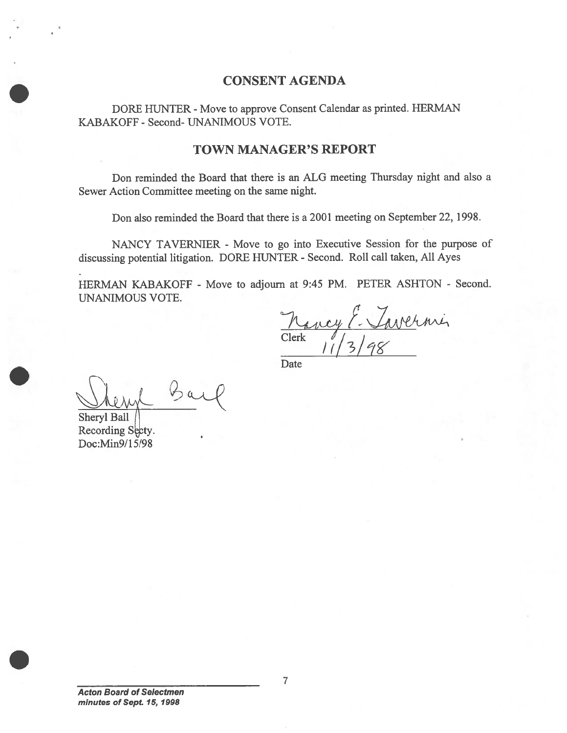## CONSENT AGENDA

DORE HUNTER - Move to approve Consent Calendar as printed. HERMAN KABAKOFF - Second- UNANIMOUS VOTE.

## TOWN MANAGER'S REPORT

Don reminded the Board that there is an ALG meeting Thursday night and also a Sewer Action Committee meeting on the same night.

Don also reminded the Board that there is a 2001 meeting on September 22, 1998.

NANCY TAVERNIER - Move to go into Executive Session for the purpose of discussing potential litigation. DORE HUNTER - Second. Roll call taken, All Ayes

HERMAN KABAKOFF - Move to adjourn at 9:45 PM. PETER ASHTON - Second. UNANIMOUS VOTE.

Nancy E. Tavernier
Clerk

11/3/98
Date

Sheryl Ball
Sheryl Ball
Recording Secty.
Doc:Min9/15/98

*Acton Board of Selectmen*
*minutes of Sept. 15, 1998*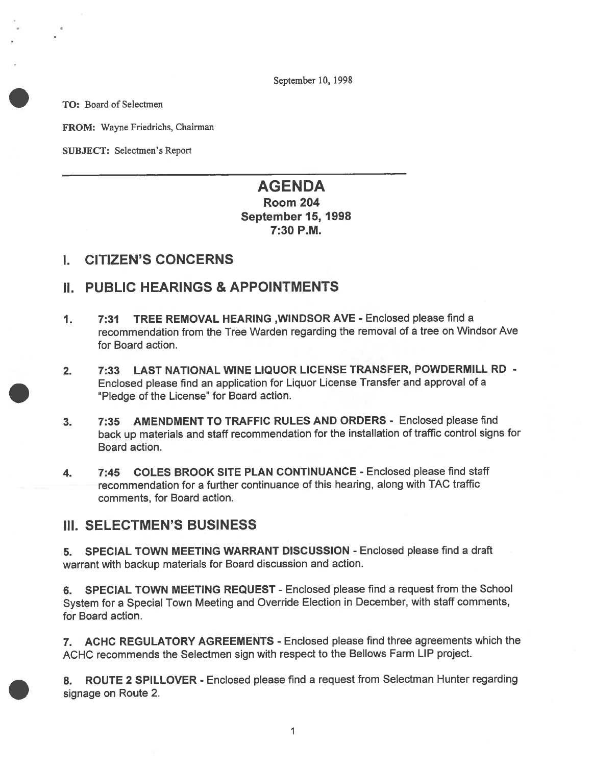September 10, 1998

**TO:** Board of Selectmen

**FROM:** Wayne Friedrichs, Chairman

**SUBJECT:** Selectmen's Report

---

# AGENDA

**Room 204**
**September 15, 1998**
**7:30 P.M.**

## I. CITIZEN'S CONCERNS

## II. PUBLIC HEARINGS & APPOINTMENTS

1. **7:31 TREE REMOVAL HEARING ,WINDSOR AVE** - Enclosed please find a recommendation from the Tree Warden regarding the removal of a tree on Windsor Ave for Board action.

2. **7:33 LAST NATIONAL WINE LIQUOR LICENSE TRANSFER, POWDERMILL RD** - Enclosed please find an application for Liquor License Transfer and approval of a "Pledge of the License" for Board action.

3. **7:35 AMENDMENT TO TRAFFIC RULES AND ORDERS** - Enclosed please find back up materials and staff recommendation for the installation of traffic control signs for Board action.

4. **7:45 COLES BROOK SITE PLAN CONTINUANCE** - Enclosed please find staff recommendation for a further continuance of this hearing, along with TAC traffic comments, for Board action.

## III. SELECTMEN'S BUSINESS

5. **SPECIAL TOWN MEETING WARRANT DISCUSSION** - Enclosed please find a draft warrant with backup materials for Board discussion and action.

6. **SPECIAL TOWN MEETING REQUEST** - Enclosed please find a request from the School System for a Special Town Meeting and Override Election in December, with staff comments, for Board action.

7. **ACHC REGULATORY AGREEMENTS** - Enclosed please find three agreements which the ACHC recommends the Selectmen sign with respect to the Bellows Farm LIP project.

8. **ROUTE 2 SPILLOVER** - Enclosed please find a request from Selectman Hunter regarding signage on Route 2.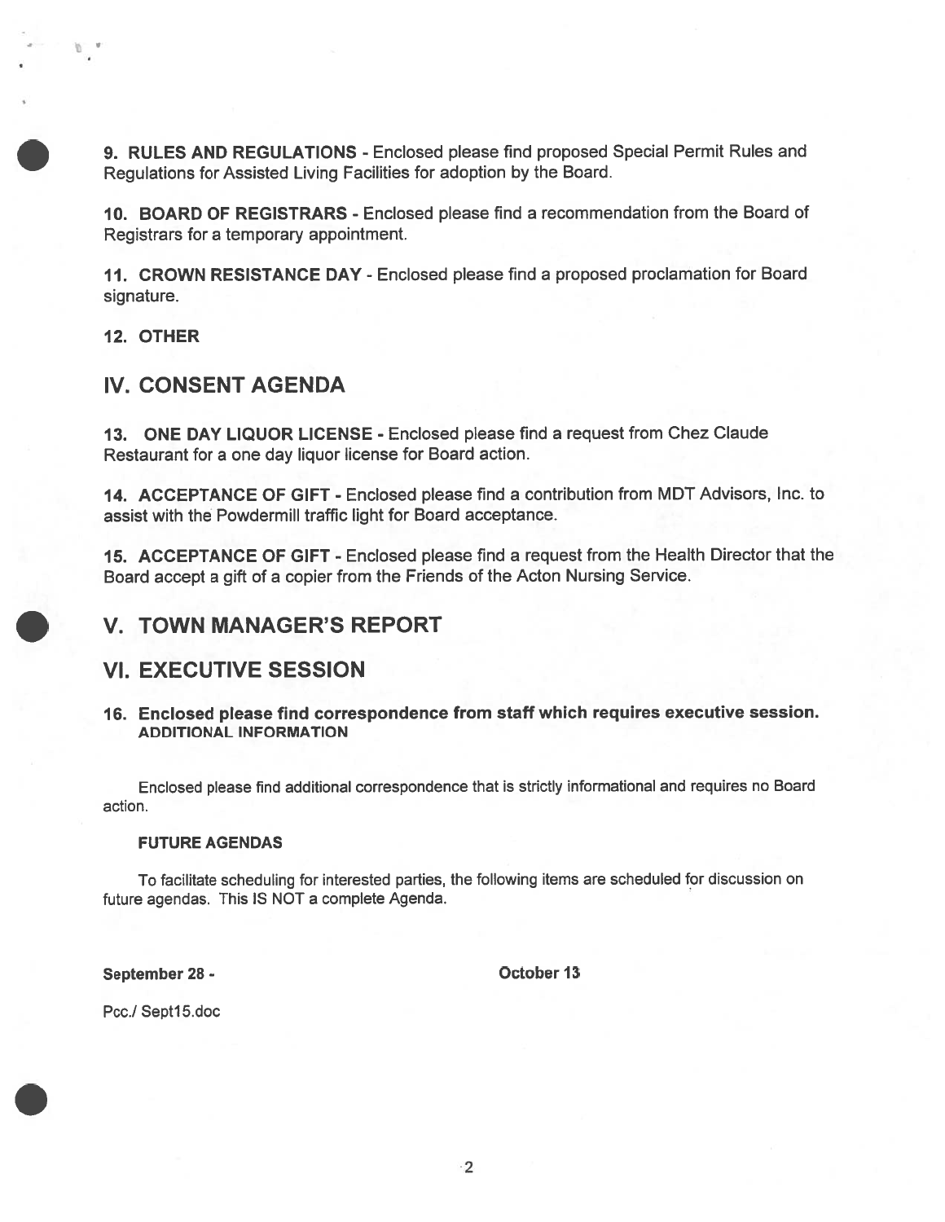**9. RULES AND REGULATIONS** - Enclosed please find proposed Special Permit Rules and Regulations for Assisted Living Facilities for adoption by the Board.

**10. BOARD OF REGISTRARS** - Enclosed please find a recommendation from the Board of Registrars for a temporary appointment.

**11. CROWN RESISTANCE DAY** - Enclosed please find a proposed proclamation for Board signature.

**12. OTHER**

## IV. CONSENT AGENDA

**13. ONE DAY LIQUOR LICENSE** - Enclosed please find a request from Chez Claude Restaurant for a one day liquor license for Board action.

**14. ACCEPTANCE OF GIFT** - Enclosed please find a contribution from MDT Advisors, Inc. to assist with the Powdermill traffic light for Board acceptance.

**15. ACCEPTANCE OF GIFT** - Enclosed please find a request from the Health Director that the Board accept a gift of a copier from the Friends of the Acton Nursing Service.

## V. TOWN MANAGER'S REPORT

## VI. EXECUTIVE SESSION

**16. Enclosed please find correspondence from staff which requires executive session.**

**ADDITIONAL INFORMATION**

Enclosed please find additional correspondence that is strictly informational and requires no Board action.

**FUTURE AGENDAS**

To facilitate scheduling for interested parties, the following items are scheduled for discussion on future agendas. This IS NOT a complete Agenda.

**September 28 -** **October 13**

Pcc./ Sept15.doc